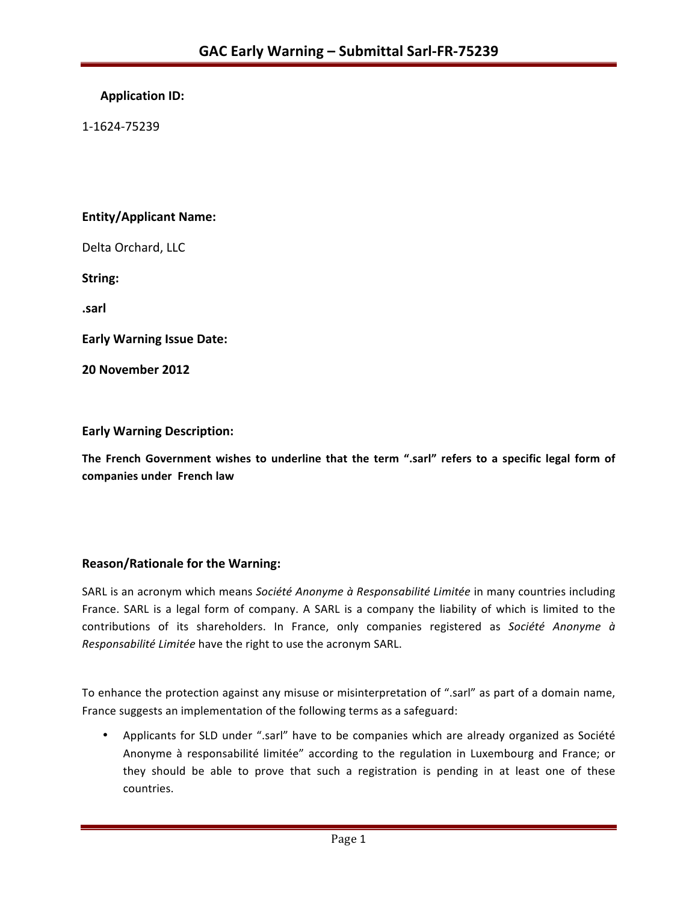# GAC Early Warning – Submittal Sarl-FR-75239

**Application ID:**

1-1624-75239

**Entity/Applicant Name:**

Delta Orchard, LLC

**String:**

**.sarl**

**Early Warning Issue Date:**

**20 November 2012**

**Early Warning Description:**

**The French Government wishes to underline that the term ".sarl" refers to a specific legal form of companies under French law**

## Reason/Rationale for the Warning:

SARL is an acronym which means *Société Anonyme à Responsabilité Limitée* in many countries including France. SARL is a legal form of company. A SARL is a company the liability of which is limited to the contributions of its shareholders. In France, only companies registered as *Société Anonyme à Responsabilité Limitée* have the right to use the acronym SARL.

To enhance the protection against any misuse or misinterpretation of ".sarl" as part of a domain name, France suggests an implementation of the following terms as a safeguard:

- Applicants for SLD under ".sarl" have to be companies which are already organized as Société Anonyme à responsabilité limitée" according to the regulation in Luxembourg and France; or they should be able to prove that such a registration is pending in at least one of these countries.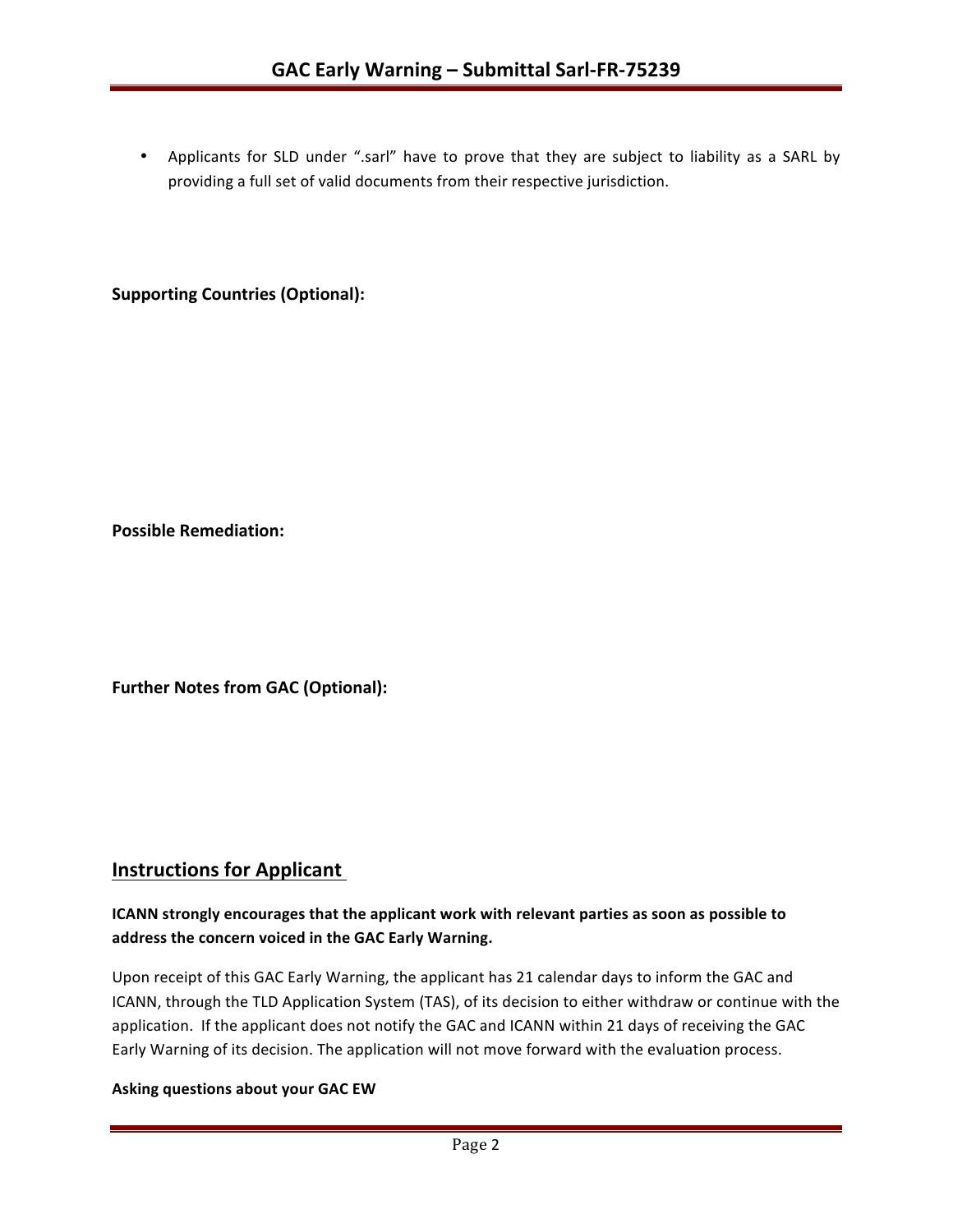- Applicants for SLD under ".sarl" have to prove that they are subject to liability as a SARL by providing a full set of valid documents from their respective jurisdiction.

**Supporting Countries (Optional):**

**Possible Remediation:**

**Further Notes from GAC (Optional):**

## Instructions for Applicant

**ICANN strongly encourages that the applicant work with relevant parties as soon as possible to address the concern voiced in the GAC Early Warning.**

Upon receipt of this GAC Early Warning, the applicant has 21 calendar days to inform the GAC and ICANN, through the TLD Application System (TAS), of its decision to either withdraw or continue with the application. If the applicant does not notify the GAC and ICANN within 21 days of receiving the GAC Early Warning of its decision. The application will not move forward with the evaluation process.

**Asking questions about your GAC EW**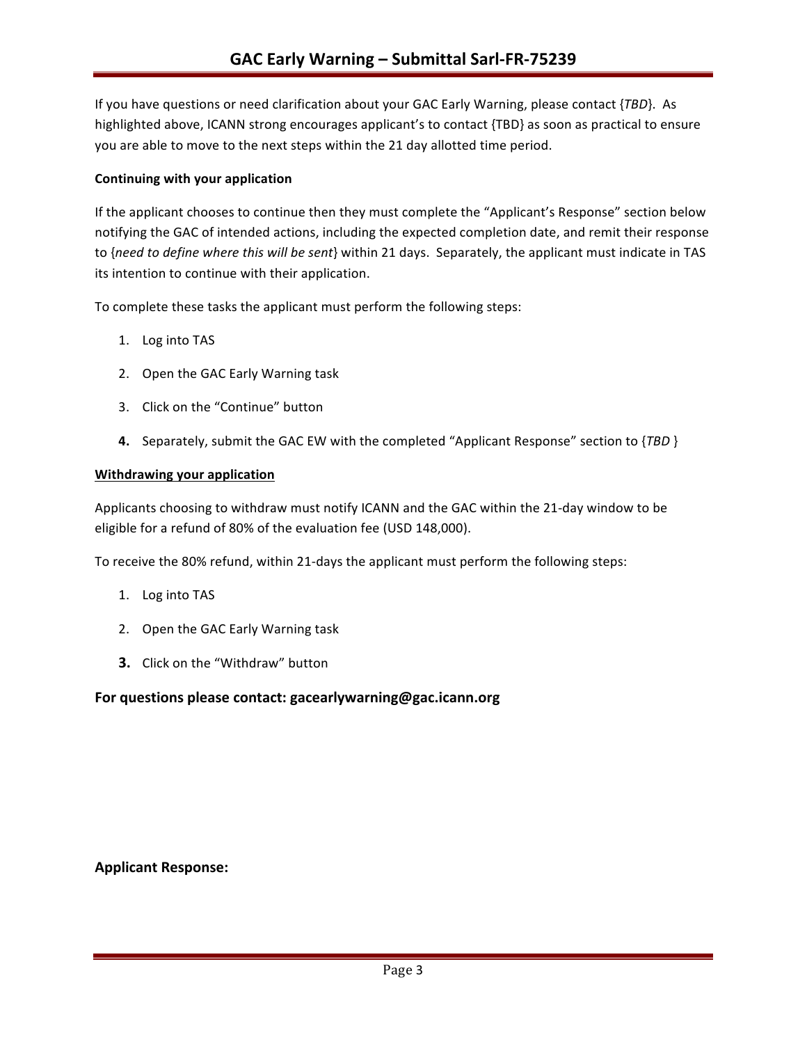If you have questions or need clarification about your GAC Early Warning, please contact {*TBD*}. As highlighted above, ICANN strong encourages applicant's to contact {TBD} as soon as practical to ensure you are able to move to the next steps within the 21 day allotted time period.

**Continuing with your application**

If the applicant chooses to continue then they must complete the "Applicant's Response" section below notifying the GAC of intended actions, including the expected completion date, and remit their response to {*need to define where this will be sent*} within 21 days. Separately, the applicant must indicate in TAS its intention to continue with their application.

To complete these tasks the applicant must perform the following steps:

1. Log into TAS
2. Open the GAC Early Warning task
3. Click on the "Continue" button
4. Separately, submit the GAC EW with the completed "Applicant Response" section to {*TBD* }

**Withdrawing your application**

Applicants choosing to withdraw must notify ICANN and the GAC within the 21-day window to be eligible for a refund of 80% of the evaluation fee (USD 148,000).

To receive the 80% refund, within 21-days the applicant must perform the following steps:

1. Log into TAS
2. Open the GAC Early Warning task
3. Click on the "Withdraw" button

### For questions please contact: gacearlywarning@gac.icann.org

### Applicant Response: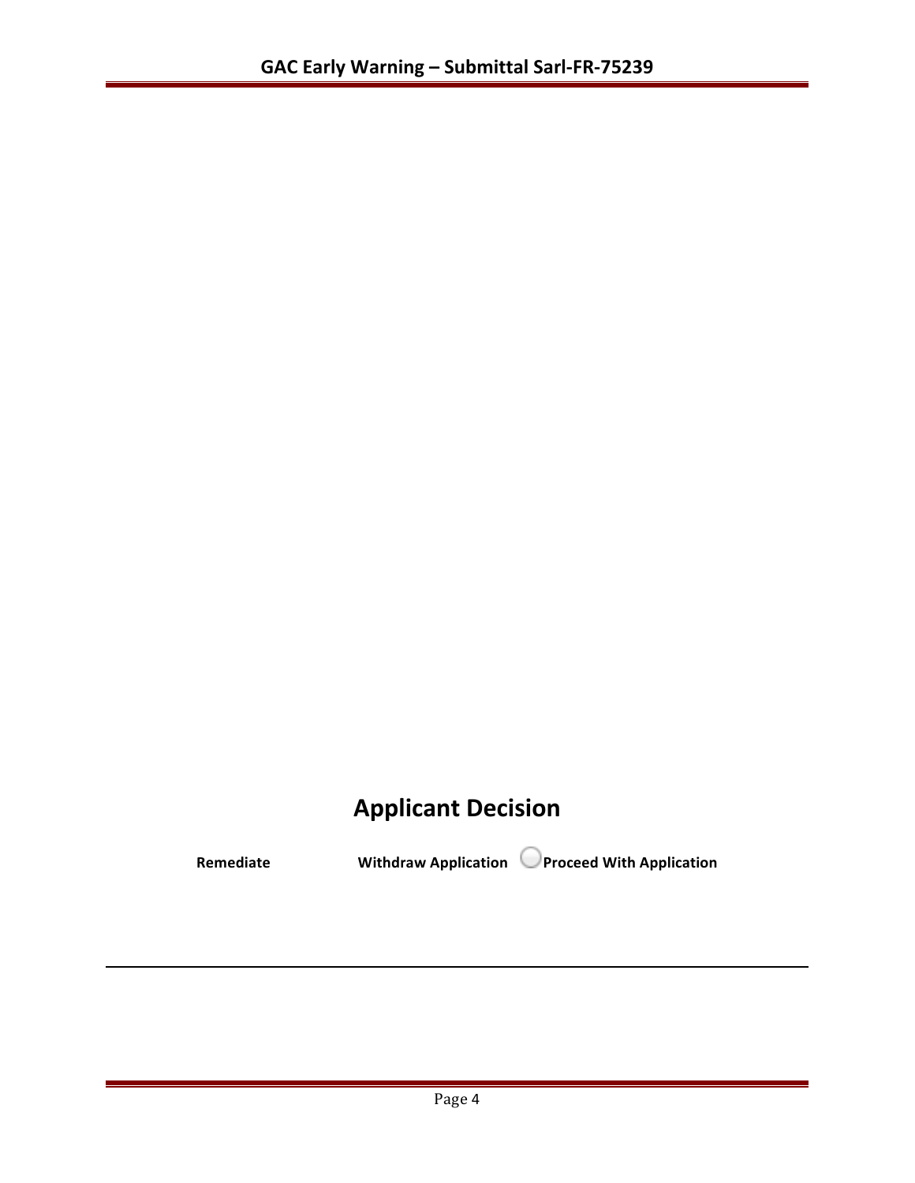# Applicant Decision

**Remediate** **Withdraw Application** **Proceed With Application**